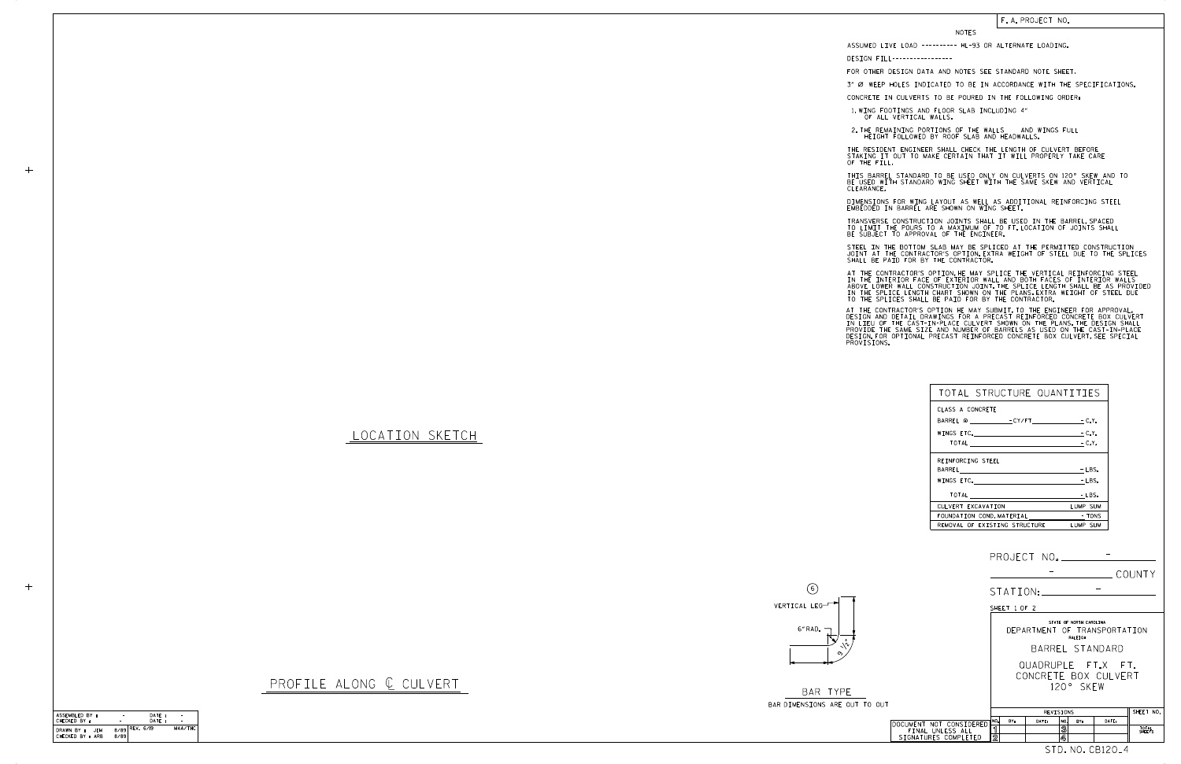F. A. PROJECT NO.

## NOTES

ASSUMED LIVE LOAD ---------- HL-93 OR ALTERNATE LOADING.

DESIGN FILL----------------

FOR OTHER DESIGN DATA AND NOTES SEE STANDARD NOTE SHEET.

3" Ø WEEP HOLES INDICATED TO BE IN ACCORDANCE WITH THE SPECIFICATIONS.

CONCRETE IN CULVERTS TO BE POURED IN THE FOLLOWING ORDER:

1. WING FOOTINGS AND FLOOR SLAB INCLUDING 4" OF ALL VERTICAL WALLS.
2. THE REMAINING PORTIONS OF THE WALLS AND WINGS FULL HEIGHT FOLLOWED BY ROOF SLAB AND HEADWALLS.

THE RESIDENT ENGINEER SHALL CHECK THE LENGTH OF CULVERT BEFORE STAKING IT OUT TO MAKE CERTAIN THAT IT WILL PROPERLY TAKE CARE OF THE FILL.

THIS BARREL STANDARD TO BE USED ONLY ON CULVERTS ON 120° SKEW AND TO BE USED WITH STANDARD WING SHEET WITH THE SAME SKEW AND VERTICAL CLEARANCE.

DIMENSIONS FOR WING LAYOUT AS WELL AS ADDITIONAL REINFORCING STEEL EMBEDDED IN BARREL ARE SHOWN ON WING SHEET.

TRANSVERSE CONSTRUCTION JOINTS SHALL BE USED IN THE BARREL, SPACED TO LIMIT THE POURS TO A MAXIMUM OF 70 FT. LOCATION OF JOINTS SHALL BE SUBJECT TO APPROVAL OF THE ENGINEER.

STEEL IN THE BOTTOM SLAB MAY BE SPLICED AT THE PERMITTED CONSTRUCTION JOINT AT THE CONTRACTOR'S OPTION. EXTRA WEIGHT OF STEEL DUE TO THE SPLICES SHALL BE PAID FOR BY THE CONTRACTOR.

AT THE CONTRACTOR'S OPTION, HE MAY SPLICE THE VERTICAL REINFORCING STEEL IN THE INTERIOR FACE OF EXTERIOR WALL AND BOTH FACES OF INTERIOR WALLS ABOVE LOWER WALL CONSTRUCTION JOINT. THE SPLICE LENGTH SHALL BE AS PROVIDED IN THE SPLICE LENGTH CHART SHOWN ON THE PLANS. EXTRA WEIGHT OF STEEL DUE TO THE SPLICES SHALL BE PAID FOR BY THE CONTRACTOR.

AT THE CONTRACTOR'S OPTION HE MAY SUBMIT, TO THE ENGINEER FOR APPROVAL, DESIGN AND DETAIL DRAWINGS FOR A PRECAST REINFORCED CONCRETE BOX CULVERT IN LIEU OF THE CAST-IN-PLACE CULVERT SHOWN ON THE PLANS. THE DESIGN SHALL PROVIDE THE SAME SIZE AND NUMBER OF BARRELS AS USED ON THE CAST-IN-PLACE DESIGN. FOR OPTIONAL PRECAST REINFORCED CONCRETE BOX CULVERT, SEE SPECIAL PROVISIONS.

## TOTAL STRUCTURE QUANTITIES

| Item | Quantity |
|---|---|
| CLASS A CONCRETE | |
| BARREL @ ______ - CY/FT | - C.Y. |
| WINGS ETC. | - C.Y. |
| TOTAL | - C.Y. |
| REINFORCING STEEL | |
| BARREL | - LBS. |
| WINGS ETC. | - LBS. |
| TOTAL | - LBS. |
| CULVERT EXCAVATION | LUMP SUM |
| FOUNDATION COND. MATERIAL | - TONS |
| REMOVAL OF EXISTING STRUCTURE | LUMP SUM |

LOCATION SKETCH

PROFILE ALONG ℄ CULVERT

⑥ VERTICAL LEG, 6" RAD., 9 1/2"

BAR TYPE

BAR DIMENSIONS ARE OUT TO OUT

PROJECT NO. -

- COUNTY

STATION: -

SHEET 1 OF 2

STATE OF NORTH CAROLINA
DEPARTMENT OF TRANSPORTATION
RALEIGH

BARREL STANDARD

QUADRUPLE FT.X FT.
CONCRETE BOX CULVERT
120° SKEW

| NO. | BY: | DATE: | NO. | BY: | DATE: |
|---|---|---|---|---|---|
| 1 | | | 3 | | |
| 2 | | | 4 | | |

REVISIONS — SHEET NO. — TOTAL SHEETS

| ASSEMBLED BY : | - | DATE : | - |
|---|---|---|---|
| CHECKED BY : | - | DATE : | - |
| DRAWN BY : JEM | 8/89 | REV. 6/19 | MAA/THC |
| CHECKED BY : ARB | 8/89 | | |

DOCUMENT NOT CONSIDERED FINAL UNLESS ALL SIGNATURES COMPLETED

STD. NO. CB120_4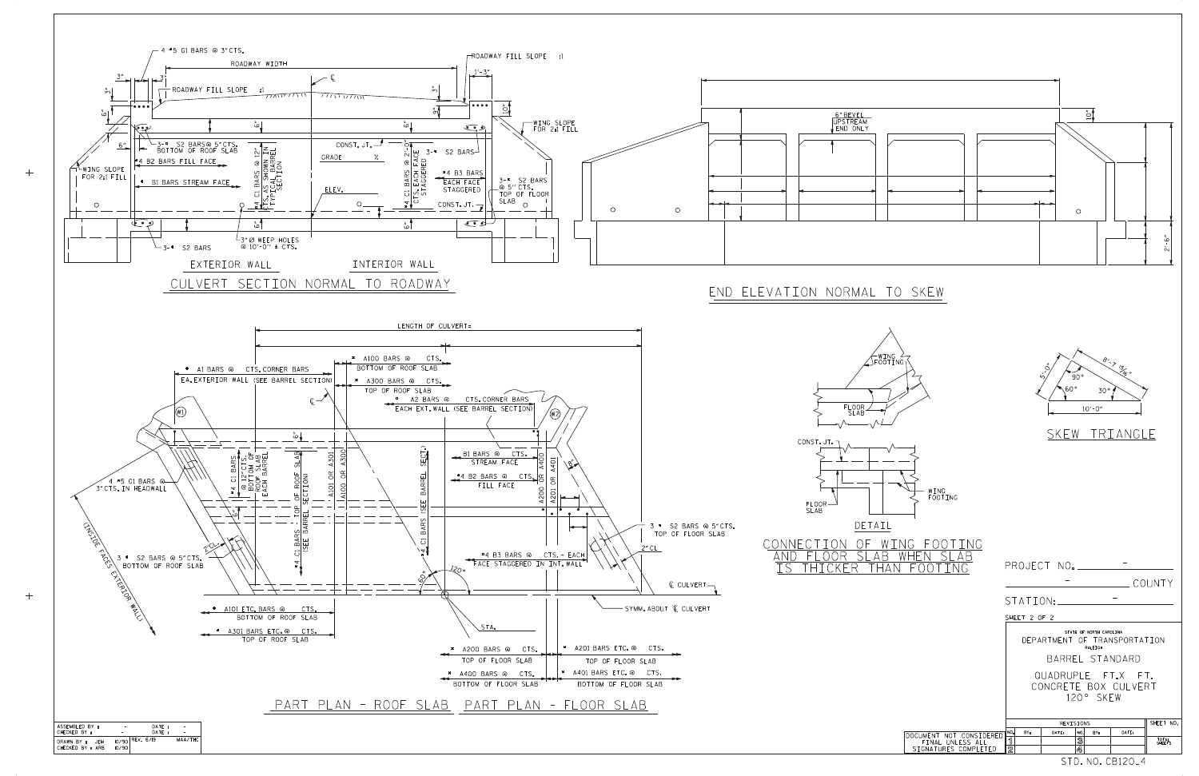## CULVERT SECTION NORMAL TO ROADWAY

4 #5 G1 BARS @ 3" CTS.

ROADWAY WIDTH

ROADWAY FILL SLOPE :1

3"

3"

6"

3"

6"

1'-3"

9"

10"

WING SLOPE FOR 2:1 FILL

3-# S2 BARS @ 5" CTS. BOTTOM OF ROOF SLAB

#4 B2 BARS FILL FACE

B1 BARS STREAM FACE

#4 C1 BARS @ 12" CTS. AS SHOWN IN TYPICAL BARREL SECTION

CONST. JT.

GRADE %

ELEV.

#4 C1 BARS @ 2'-0" CTS. EACH FACE STAGGERED

3-# S2 BARS

#4 B3 BARS EACH FACE STAGGERED

CONST. JT.

3-# S2 BARS @ 5" CTS. TOP OF FLOOR SLAB

3" Ø WEEP HOLES @ 10'-0" ± CTS.

3-# S2 BARS

EXTERIOR WALL

INTERIOR WALL

## END ELEVATION NORMAL TO SKEW

6" BEVEL UPSTREAM END ONLY

10"

2'-6"

## PART PLAN - ROOF SLAB / PART PLAN - FLOOR SLAB

LENGTH OF CULVERT=

# A1 BARS @ CTS. CORNER BARS EA. EXTERIOR WALL (SEE BARREL SECTION)

# A100 BARS @ CTS. BOTTOM OF ROOF SLAB

# A300 BARS @ CTS. TOP OF ROOF SLAB

# A2 BARS @ CTS. CORNER BARS EACH EXT. WALL (SEE BARREL SECTION)

W1

W2

4 #5 G1 BARS @ 3" CTS. IN HEADWALL

#4 C1 BARS @ 12" CTS. BOTTOM OF ROOF SLAB EACH BARREL

#4 C1 BARS - TOP OF ROOF SLAB (SEE BARREL SECTION)

A101 OR A301

A100 OR A300

#4 C1 BARS (SEE BARREL SECT.)

B1 BARS @ CTS. STREAM FACE

#4 B2 BARS @ CTS. FILL FACE

A200 OR A400

A201 OR A401

(INSIDE FACES EXTERIOR WALL)

3 # S2 BARS @ 5" CTS. BOTTOM OF ROOF SLAB

2" CL

2" CL

3 # S2 BARS @ 5" CTS. TOP OF FLOOR SLAB

#4 B3 BARS @ CTS. - EACH FACE STAGGERED IN INT. WALL

60°

120°

℄ CULVERT

SYMM. ABOUT ℄ CULVERT

STA.

# A101 ETC. BARS @ CTS. BOTTOM OF ROOF SLAB

# A301 BARS ETC. @ CTS. TOP OF ROOF SLAB

# A200 BARS @ CTS. TOP OF FLOOR SLAB

# A400 BARS @ CTS. BOTTOM OF FLOOR SLAB

# A201 BARS ETC. @ CTS. TOP OF FLOOR SLAB

# A401 BARS ETC. @ CTS. BOTTOM OF FLOOR SLAB

## DETAIL

WING FOOTING

FLOOR SLAB

CONST. JT.

WING FOOTING

FLOOR SLAB

CONNECTION OF WING FOOTING AND FLOOR SLAB WHEN SLAB IS THICKER THAN FOOTING

## SKEW TRIANGLE

5'-0"

8'-7 ⅝"

90°

60°

30°

10'-0"

PROJECT NO. -

- COUNTY

STATION: -

SHEET 2 OF 2

STATE OF NORTH CAROLINA
DEPARTMENT OF TRANSPORTATION
RALEIGH

BARREL STANDARD

QUADRUPLE FT.X FT.
CONCRETE BOX CULVERT
120° SKEW

| REVISIONS | | | | | | SHEET NO. |
|---|---|---|---|---|---|---|
| NO. | BY: | DATE: | NO. | BY: | DATE: | |
| 1 | | | 3 | | | TOTAL SHEETS |
| 2 | | | 4 | | | |

DOCUMENT NOT CONSIDERED FINAL UNLESS ALL SIGNATURES COMPLETED

| | | | |
|---|---|---|---|
| ASSEMBLED BY : | - | DATE : | - |
| CHECKED BY : | - | DATE : | - |
| DRAWN BY : JEM | 10/90 | REV. 6/19 | MAA/THC |
| CHECKED BY : ARB | 10/90 | | |

STD. NO. CB120_4